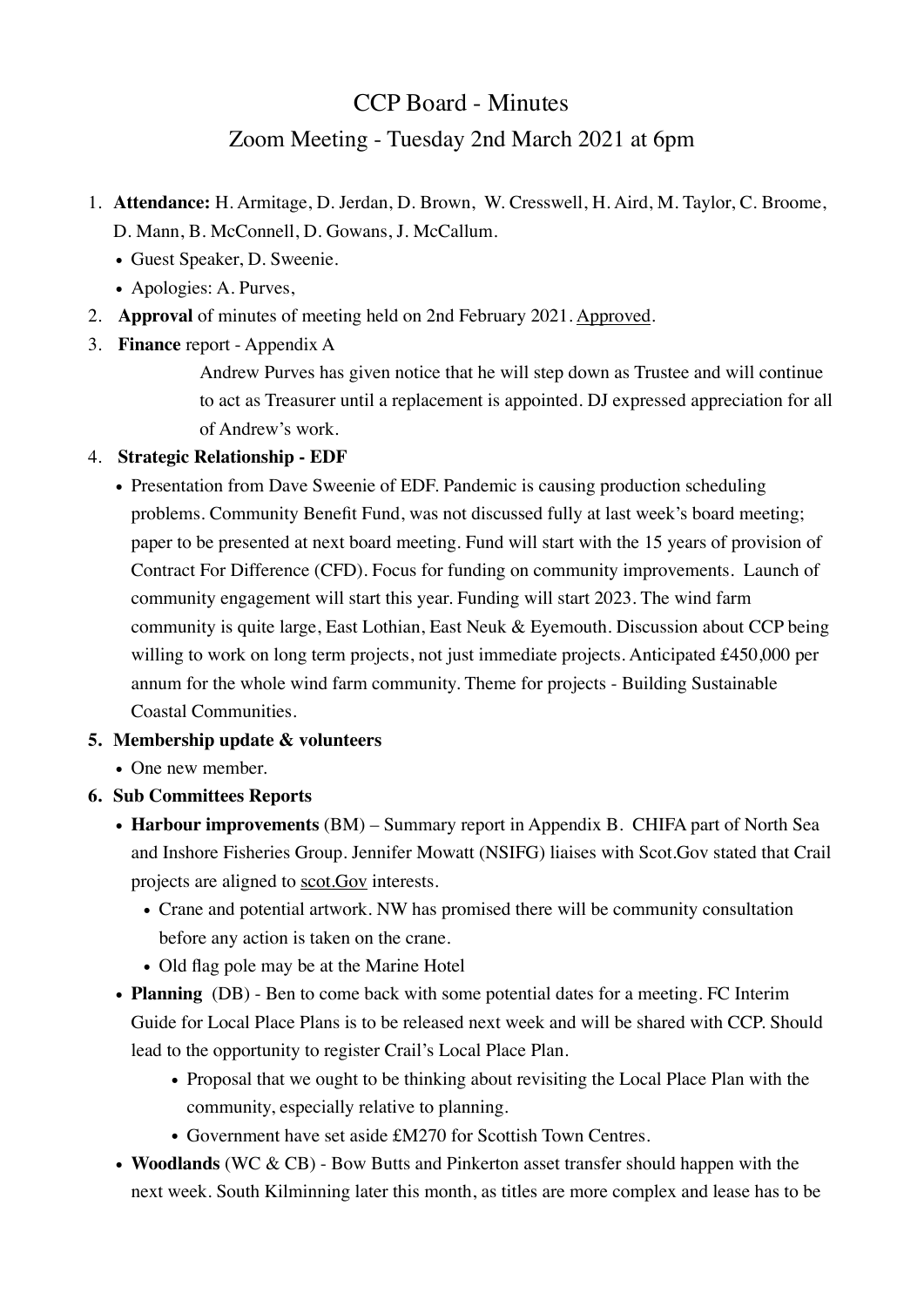# CCP Board - Minutes

## Zoom Meeting - Tuesday 2nd March 2021 at 6pm

1. **Attendance:** H. Armitage, D. Jerdan, D. Brown, W. Cresswell, H. Aird, M. Taylor, C. Broome, D. Mann, B. McConnell, D. Gowans, J. McCallum.
   - Guest Speaker, D. Sweenie.
   - Apologies: A. Purves,
2. **Approval** of minutes of meeting held on 2nd February 2021. Approved.
3. **Finance** report - Appendix A

   Andrew Purves has given notice that he will step down as Trustee and will continue to act as Treasurer until a replacement is appointed. DJ expressed appreciation for all of Andrew's work.
4. **Strategic Relationship - EDF**
   - Presentation from Dave Sweenie of EDF. Pandemic is causing production scheduling problems. Community Benefit Fund, was not discussed fully at last week's board meeting; paper to be presented at next board meeting. Fund will start with the 15 years of provision of Contract For Difference (CFD). Focus for funding on community improvements. Launch of community engagement will start this year. Funding will start 2023. The wind farm community is quite large, East Lothian, East Neuk & Eyemouth. Discussion about CCP being willing to work on long term projects, not just immediate projects. Anticipated £450,000 per annum for the whole wind farm community. Theme for projects - Building Sustainable Coastal Communities.
5. **Membership update & volunteers**
   - One new member.
6. **Sub Committees Reports**
   - **Harbour improvements** (BM) – Summary report in Appendix B. CHIFA part of North Sea and Inshore Fisheries Group. Jennifer Mowatt (NSIFG) liaises with Scot.Gov stated that Crail projects are aligned to scot.Gov interests.
     - Crane and potential artwork. NW has promised there will be community consultation before any action is taken on the crane.
     - Old flag pole may be at the Marine Hotel
   - **Planning** (DB) - Ben to come back with some potential dates for a meeting. FC Interim Guide for Local Place Plans is to be released next week and will be shared with CCP. Should lead to the opportunity to register Crail's Local Place Plan.
     - Proposal that we ought to be thinking about revisiting the Local Place Plan with the community, especially relative to planning.
     - Government have set aside £M270 for Scottish Town Centres.
   - **Woodlands** (WC & CB) - Bow Butts and Pinkerton asset transfer should happen with the next week. South Kilminning later this month, as titles are more complex and lease has to be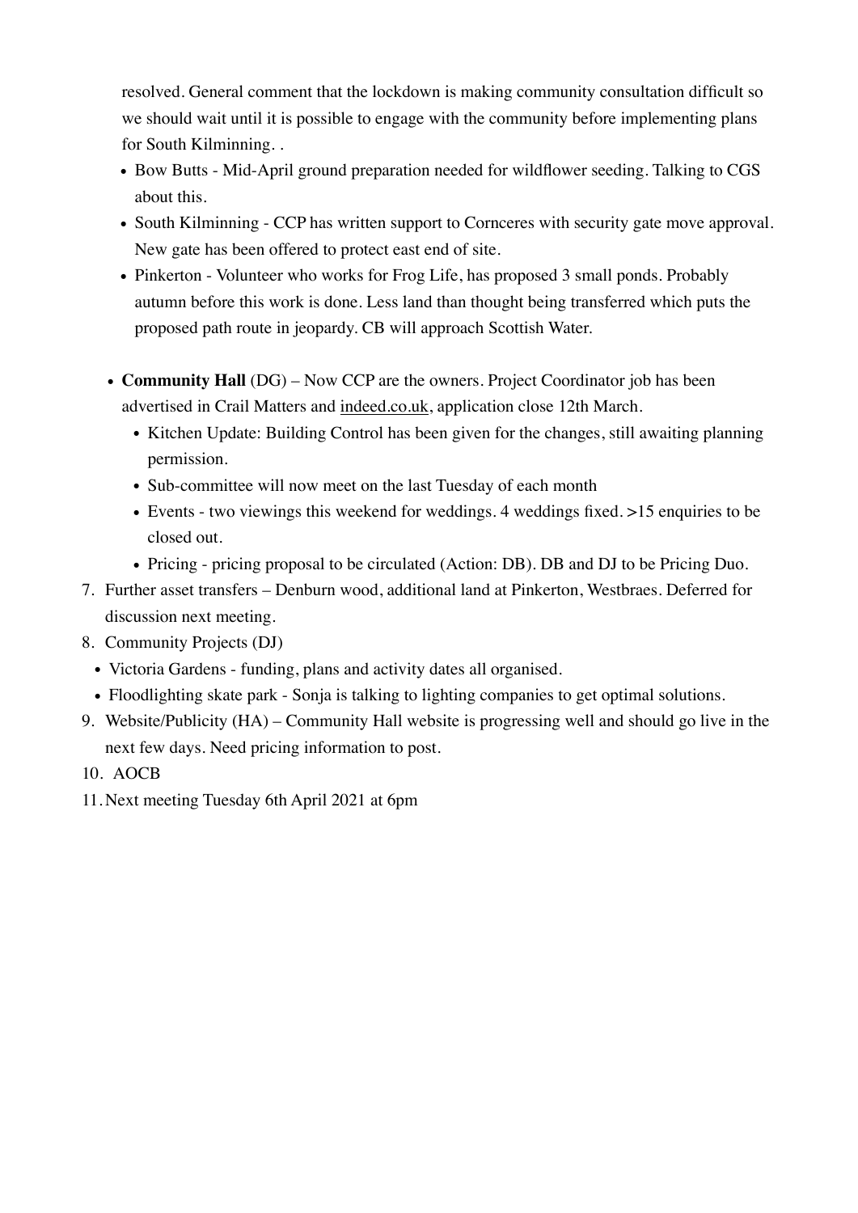resolved. General comment that the lockdown is making community consultation difficult so we should wait until it is possible to engage with the community before implementing plans for South Kilminning. .

- Bow Butts - Mid-April ground preparation needed for wildflower seeding. Talking to CGS about this.
- South Kilminning - CCP has written support to Cornceres with security gate move approval. New gate has been offered to protect east end of site.
- Pinkerton - Volunteer who works for Frog Life, has proposed 3 small ponds. Probably autumn before this work is done. Less land than thought being transferred which puts the proposed path route in jeopardy. CB will approach Scottish Water.

- **Community Hall** (DG) – Now CCP are the owners. Project Coordinator job has been advertised in Crail Matters and indeed.co.uk, application close 12th March.
  - Kitchen Update: Building Control has been given for the changes, still awaiting planning permission.
  - Sub-committee will now meet on the last Tuesday of each month
  - Events - two viewings this weekend for weddings. 4 weddings fixed. >15 enquiries to be closed out.
  - Pricing - pricing proposal to be circulated (Action: DB). DB and DJ to be Pricing Duo.

7. Further asset transfers – Denburn wood, additional land at Pinkerton, Westbraes. Deferred for discussion next meeting.
8. Community Projects (DJ)
   - Victoria Gardens - funding, plans and activity dates all organised.
   - Floodlighting skate park - Sonja is talking to lighting companies to get optimal solutions.
9. Website/Publicity (HA) – Community Hall website is progressing well and should go live in the next few days. Need pricing information to post.
10. AOCB
11. Next meeting Tuesday 6th April 2021 at 6pm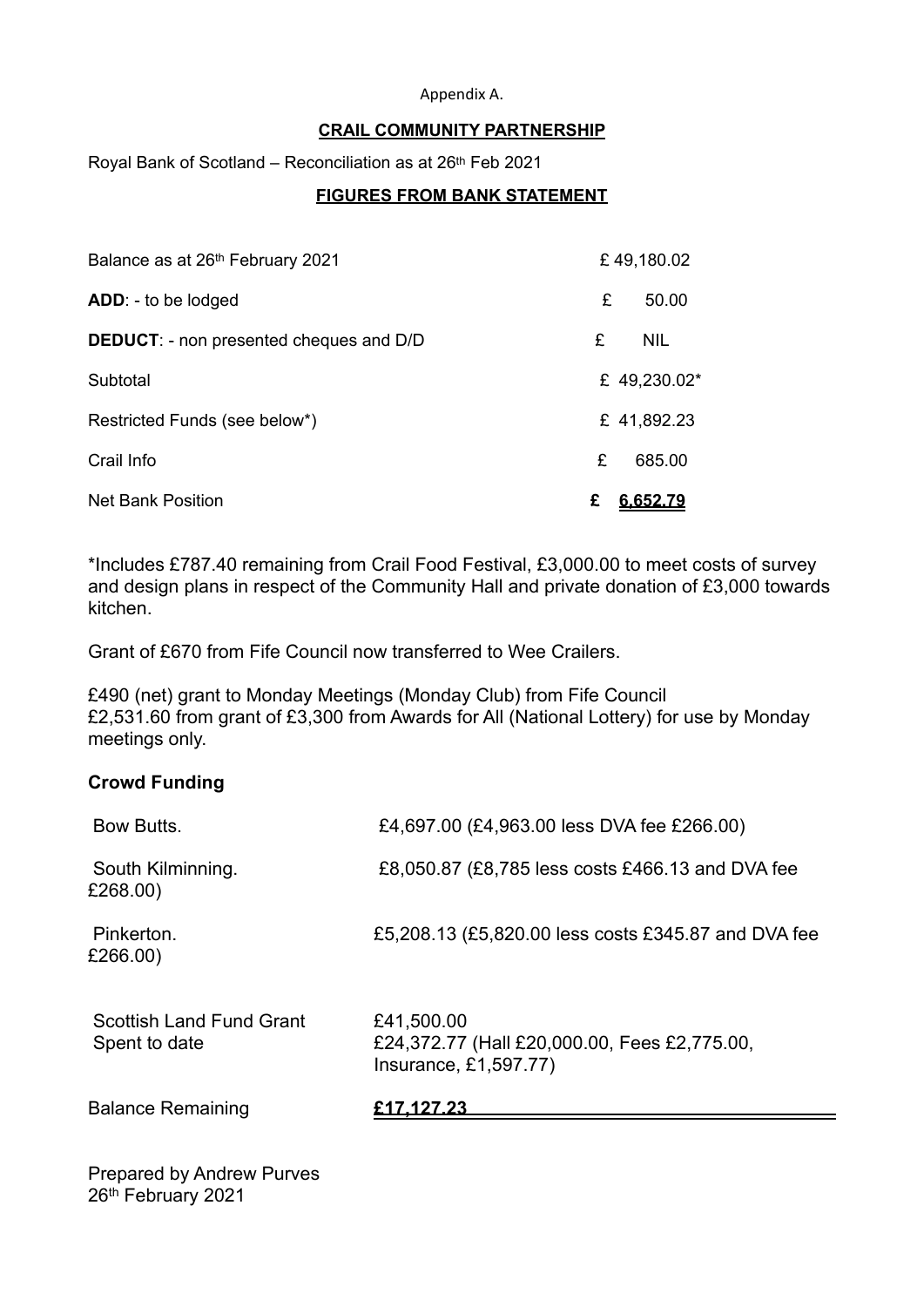Appendix A.

**CRAIL COMMUNITY PARTNERSHIP**

Royal Bank of Scotland – Reconciliation as at 26th Feb 2021

**FIGURES FROM BANK STATEMENT**

| | |
|---|---|
| Balance as at 26th February 2021 | £ 49,180.02 |
| **ADD**: - to be lodged | £ 50.00 |
| **DEDUCT**: - non presented cheques and D/D | £ NIL |
| Subtotal | £ 49,230.02* |
| Restricted Funds (see below*) | £ 41,892.23 |
| Crail Info | £ 685.00 |
| Net Bank Position | **£ 6,652.79** |

*Includes £787.40 remaining from Crail Food Festival, £3,000.00 to meet costs of survey and design plans in respect of the Community Hall and private donation of £3,000 towards kitchen.

Grant of £670 from Fife Council now transferred to Wee Crailers.

£490 (net) grant to Monday Meetings (Monday Club) from Fife Council
£2,531.60 from grant of £3,300 from Awards for All (National Lottery) for use by Monday meetings only.

**Crowd Funding**

| | |
|---|---|
| Bow Butts. | £4,697.00 (£4,963.00 less DVA fee £266.00) |
| South Kilminning. | £8,050.87 (£8,785 less costs £466.13 and DVA fee £268.00) |
| Pinkerton. | £5,208.13 (£5,820.00 less costs £345.87 and DVA fee £266.00) |
| Scottish Land Fund Grant | £41,500.00 |
| Spent to date | £24,372.77 (Hall £20,000.00, Fees £2,775.00, Insurance, £1,597.77) |
| Balance Remaining | **£17,127.23** |

Prepared by Andrew Purves
26th February 2021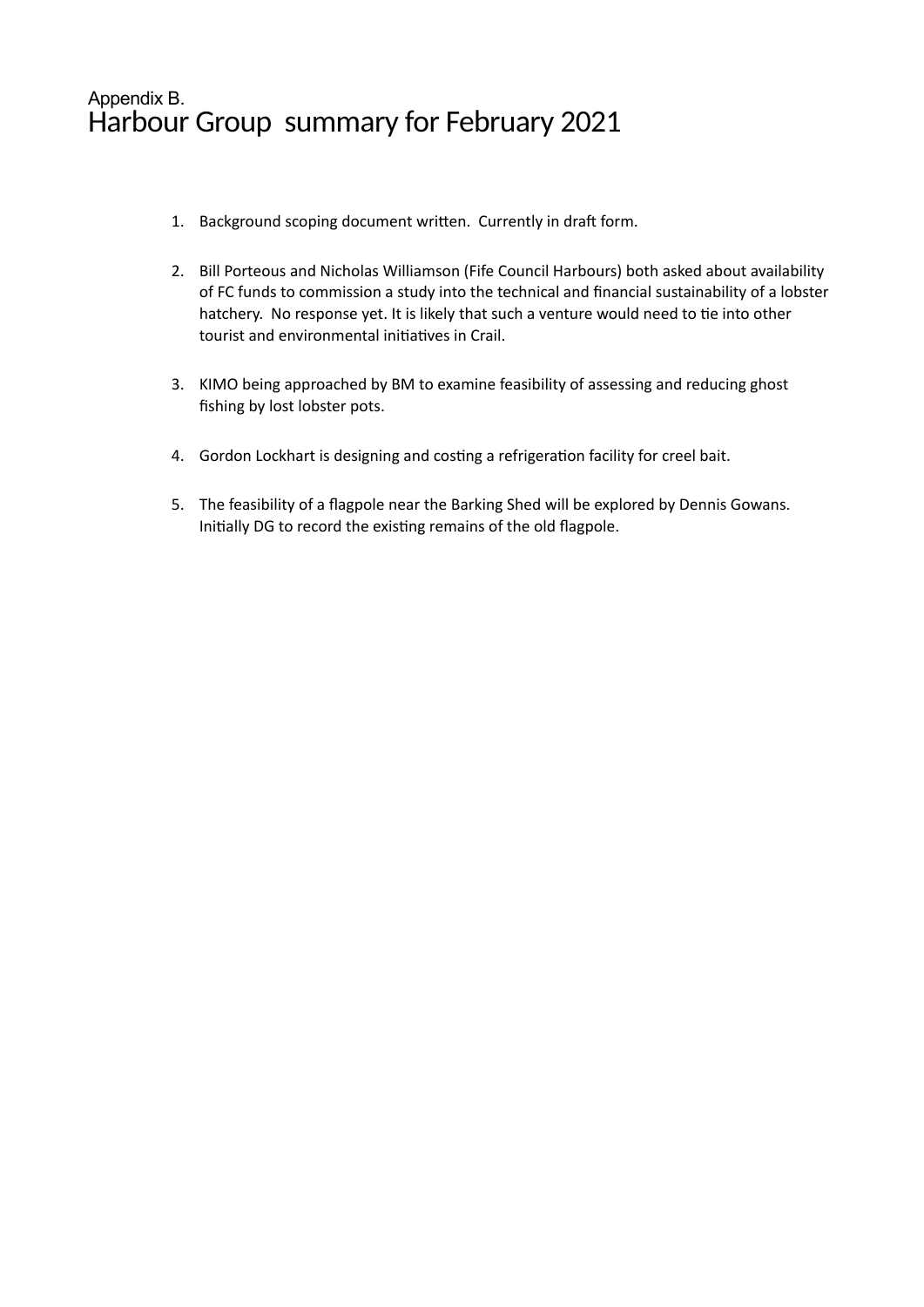Appendix B.

# Harbour Group summary for February 2021

1. Background scoping document written. Currently in draft form.

2. Bill Porteous and Nicholas Williamson (Fife Council Harbours) both asked about availability of FC funds to commission a study into the technical and financial sustainability of a lobster hatchery. No response yet. It is likely that such a venture would need to tie into other tourist and environmental initiatives in Crail.

3. KIMO being approached by BM to examine feasibility of assessing and reducing ghost fishing by lost lobster pots.

4. Gordon Lockhart is designing and costing a refrigeration facility for creel bait.

5. The feasibility of a flagpole near the Barking Shed will be explored by Dennis Gowans. Initially DG to record the existing remains of the old flagpole.